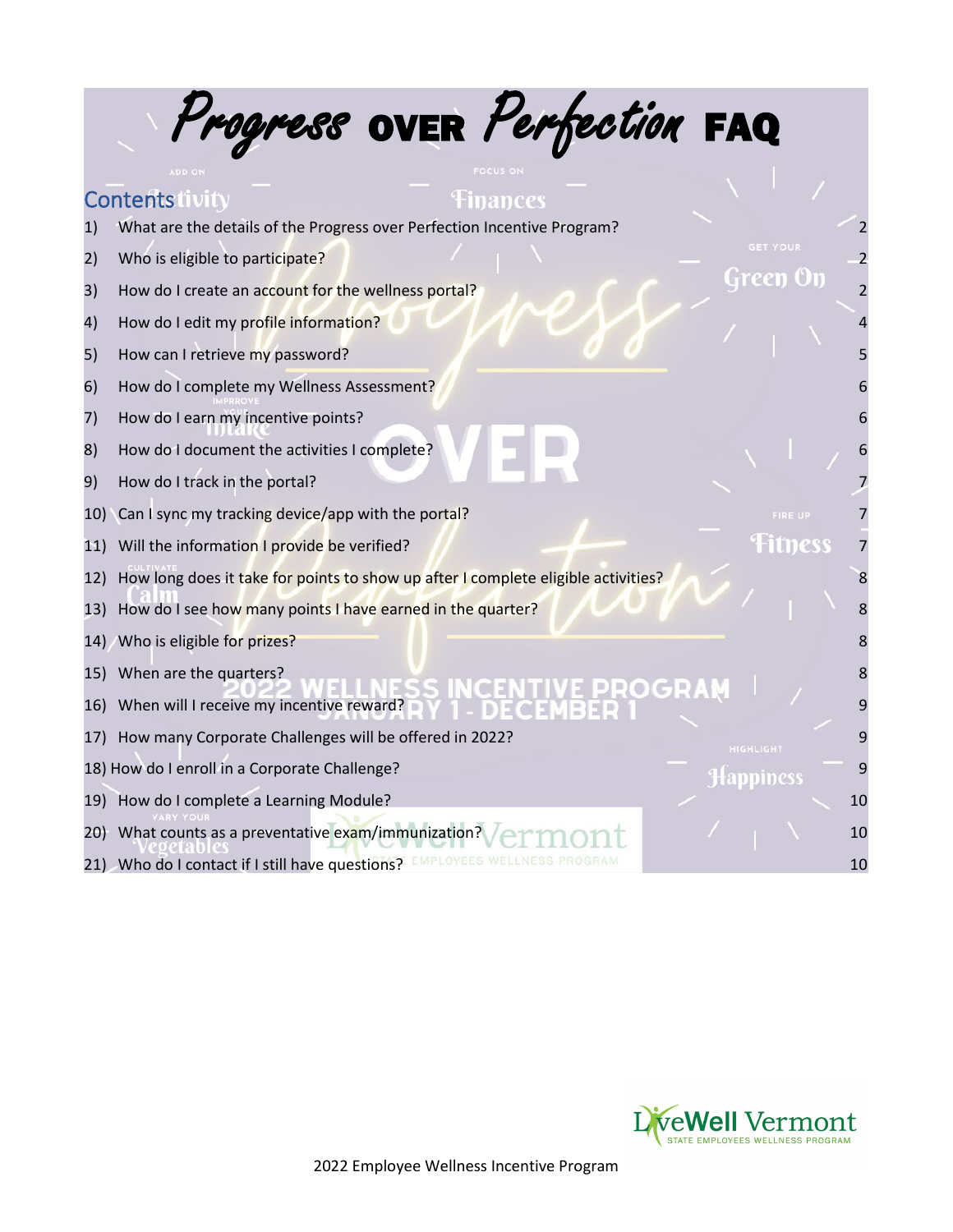# Progress over Perfection FAQ

## Contents

1) What are the details of the Progress over Perfection Incentive Program? 2
2) Who is eligible to participate? 2
3) How do I create an account for the wellness portal? 2
4) How do I edit my profile information? 4
5) How can I retrieve my password? 5
6) How do I complete my Wellness Assessment? 6
7) How do I earn my incentive points? 6
8) How do I document the activities I complete? 6
9) How do I track in the portal? 7
10) Can I sync my tracking device/app with the portal? 7
11) Will the information I provide be verified? 7
12) How long does it take for points to show up after I complete eligible activities? 8
13) How do I see how many points I have earned in the quarter? 8
14) Who is eligible for prizes? 8
15) When are the quarters? 8
16) When will I receive my incentive reward? 9
17) How many Corporate Challenges will be offered in 2022? 9
18) How do I enroll in a Corporate Challenge? 9
19) How do I complete a Learning Module? 10
20) What counts as a preventative exam/immunization? 10
21) Who do I contact if I still have questions? 10

LiveWell Vermont STATE EMPLOYEES WELLNESS PROGRAM

2022 Employee Wellness Incentive Program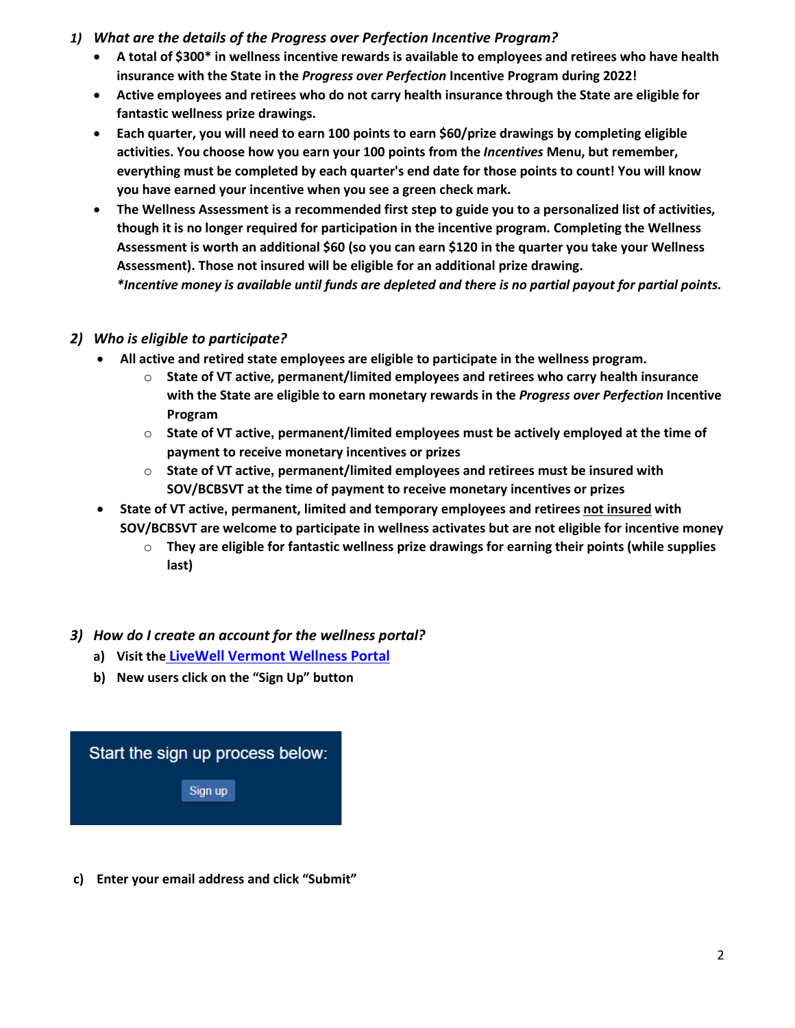## 1) *What are the details of the Progress over Perfection Incentive Program?*

- **A total of $300* in wellness incentive rewards is available to employees and retirees who have health insurance with the State in the *Progress over Perfection* Incentive Program during 2022!**
- **Active employees and retirees who do not carry health insurance through the State are eligible for fantastic wellness prize drawings.**
- **Each quarter, you will need to earn 100 points to earn $60/prize drawings by completing eligible activities. You choose how you earn your 100 points from the *Incentives* Menu, but remember, everything must be completed by each quarter's end date for those points to count! You will know you have earned your incentive when you see a green check mark.**
- **The Wellness Assessment is a recommended first step to guide you to a personalized list of activities, though it is no longer required for participation in the incentive program. Completing the Wellness Assessment is worth an additional $60 (so you can earn $120 in the quarter you take your Wellness Assessment). Those not insured will be eligible for an additional prize drawing.**
  ***Incentive money is available until funds are depleted and there is no partial payout for partial points.***

## 2) *Who is eligible to participate?*

- **All active and retired state employees are eligible to participate in the wellness program.**
  - **State of VT active, permanent/limited employees and retirees who carry health insurance with the State are eligible to earn monetary rewards in the *Progress over Perfection* Incentive Program**
  - **State of VT active, permanent/limited employees must be actively employed at the time of payment to receive monetary incentives or prizes**
  - **State of VT active, permanent/limited employees and retirees must be insured with SOV/BCBSVT at the time of payment to receive monetary incentives or prizes**
- **State of VT active, permanent, limited and temporary employees and retirees <u>not insured</u> with SOV/BCBSVT are welcome to participate in wellness activates but are not eligible for incentive money**
  - **They are eligible for fantastic wellness prize drawings for earning their points (while supplies last)**

## 3) *How do I create an account for the wellness portal?*

**a) Visit the [LiveWell Vermont Wellness Portal]()**

**b) New users click on the "Sign Up" button**

Start the sign up process below:

Sign up

**c) Enter your email address and click "Submit"**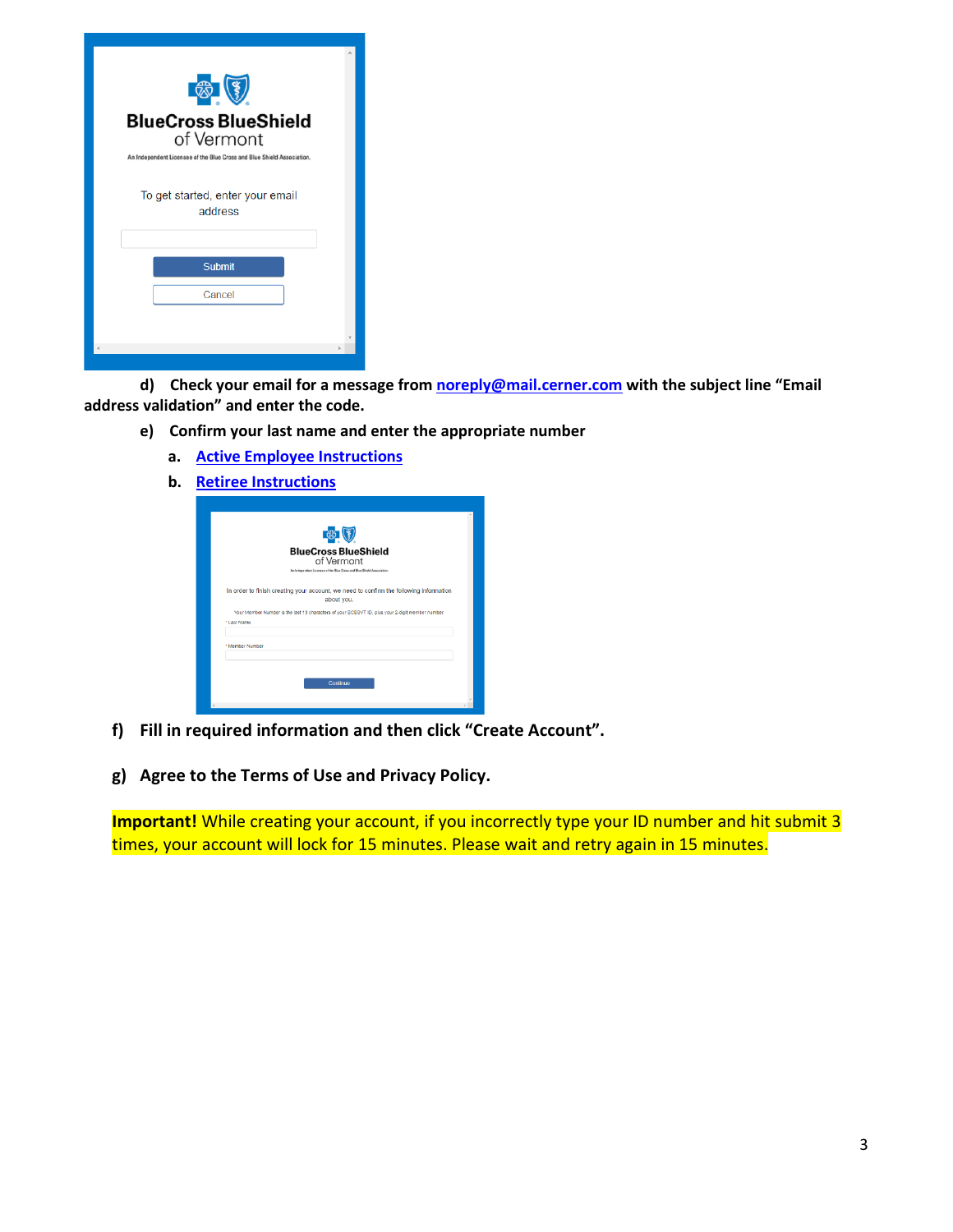d) **Check your email for a message from [noreply@mail.cerner.com](mailto:noreply@mail.cerner.com) with the subject line "Email address validation" and enter the code.**

e) **Confirm your last name and enter the appropriate number**

   a. [Active Employee Instructions]()

   b. [Retiree Instructions]()

f) **Fill in required information and then click "Create Account".**

g) **Agree to the Terms of Use and Privacy Policy.**

**Important!** While creating your account, if you incorrectly type your ID number and hit submit 3 times, your account will lock for 15 minutes. Please wait and retry again in 15 minutes.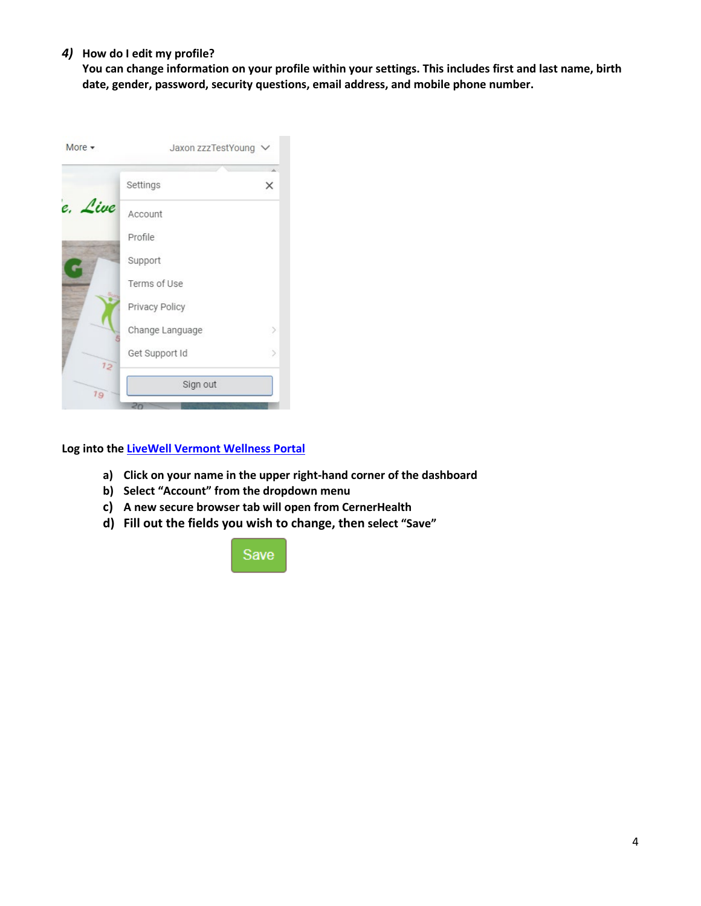**4) How do I edit my profile?**
**You can change information on your profile within your settings. This includes first and last name, birth date, gender, password, security questions, email address, and mobile phone number.**

**Log into the [LiveWell Vermont Wellness Portal]()**

**a) Click on your name in the upper right-hand corner of the dashboard**
**b) Select “Account” from the dropdown menu**
**c) A new secure browser tab will open from CernerHealth**
**d) Fill out the fields you wish to change, then select “Save”**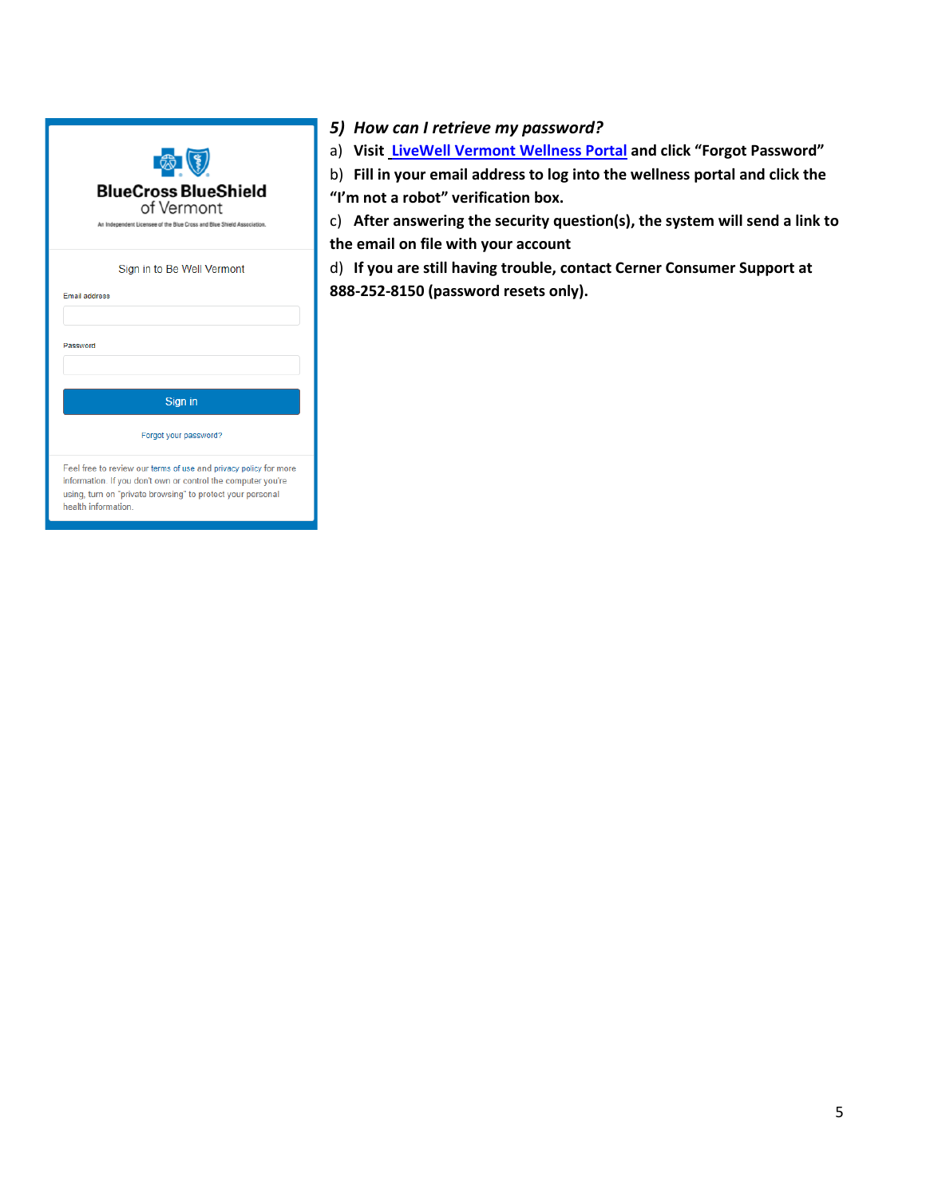### *5) How can I retrieve my password?*

a) **Visit [LiveWell Vermont Wellness Portal] and click "Forgot Password"**

b) **Fill in your email address to log into the wellness portal and click the "I'm not a robot" verification box.**

c) **After answering the security question(s), the system will send a link to the email on file with your account**

d) **If you are still having trouble, contact Cerner Consumer Support at 888-252-8150 (password resets only).**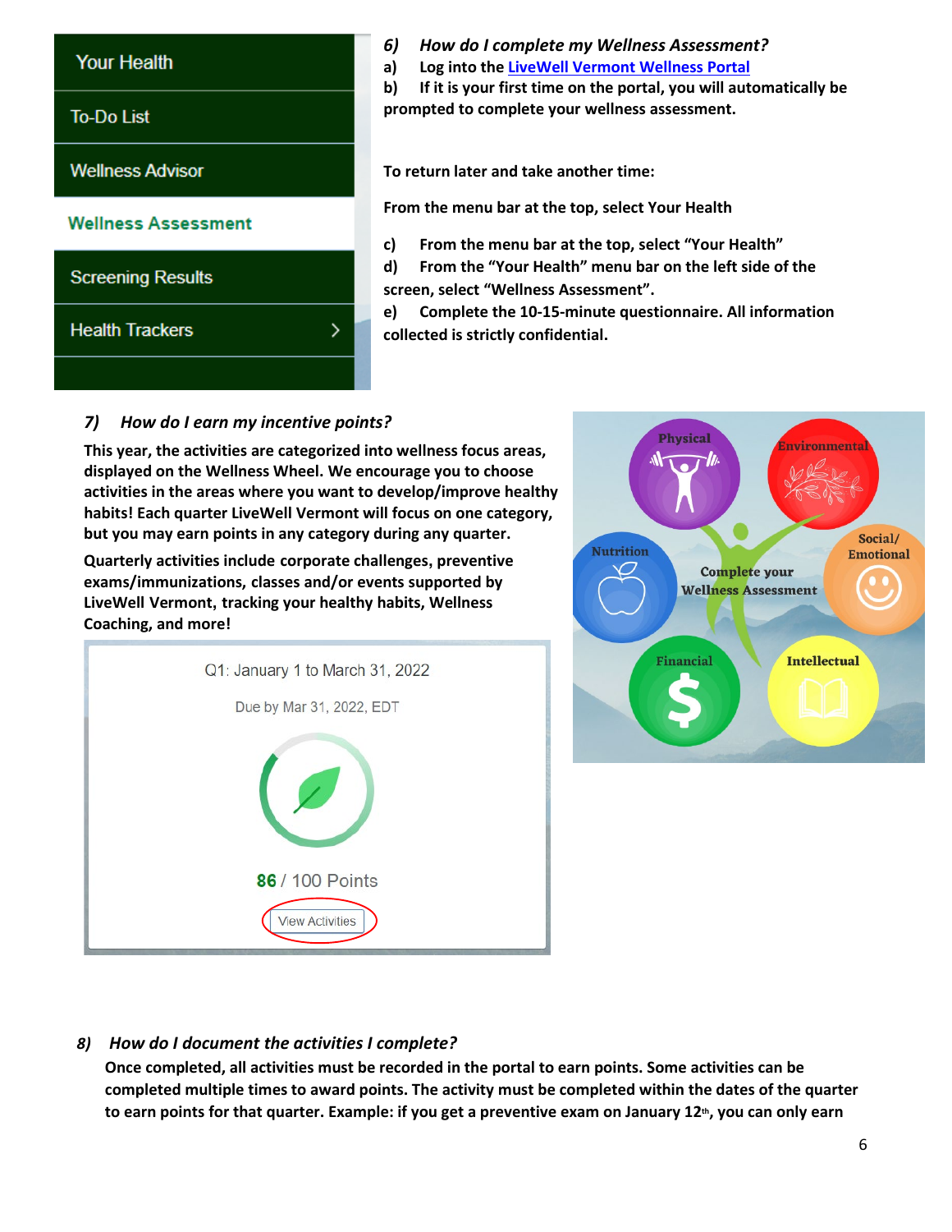*6) How do I complete my Wellness Assessment?*

a) Log into the LiveWell Vermont Wellness Portal

b) If it is your first time on the portal, you will automatically be prompted to complete your wellness assessment.

**To return later and take another time:**

**From the menu bar at the top, select Your Health**

c) From the menu bar at the top, select "Your Health"

d) From the "Your Health" menu bar on the left side of the screen, select "Wellness Assessment".

e) Complete the 10-15-minute questionnaire. All information collected is strictly confidential.

*7) How do I earn my incentive points?*

**This year, the activities are categorized into wellness focus areas, displayed on the Wellness Wheel. We encourage you to choose activities in the areas where you want to develop/improve healthy habits! Each quarter LiveWell Vermont will focus on one category, but you may earn points in any category during any quarter.**

**Quarterly activities include corporate challenges, preventive exams/immunizations, classes and/or events supported by LiveWell Vermont, tracking your healthy habits, Wellness Coaching, and more!**

*8) How do I document the activities I complete?*

**Once completed, all activities must be recorded in the portal to earn points. Some activities can be completed multiple times to award points. The activity must be completed within the dates of the quarter to earn points for that quarter. Example: if you get a preventive exam on January 12th, you can only earn**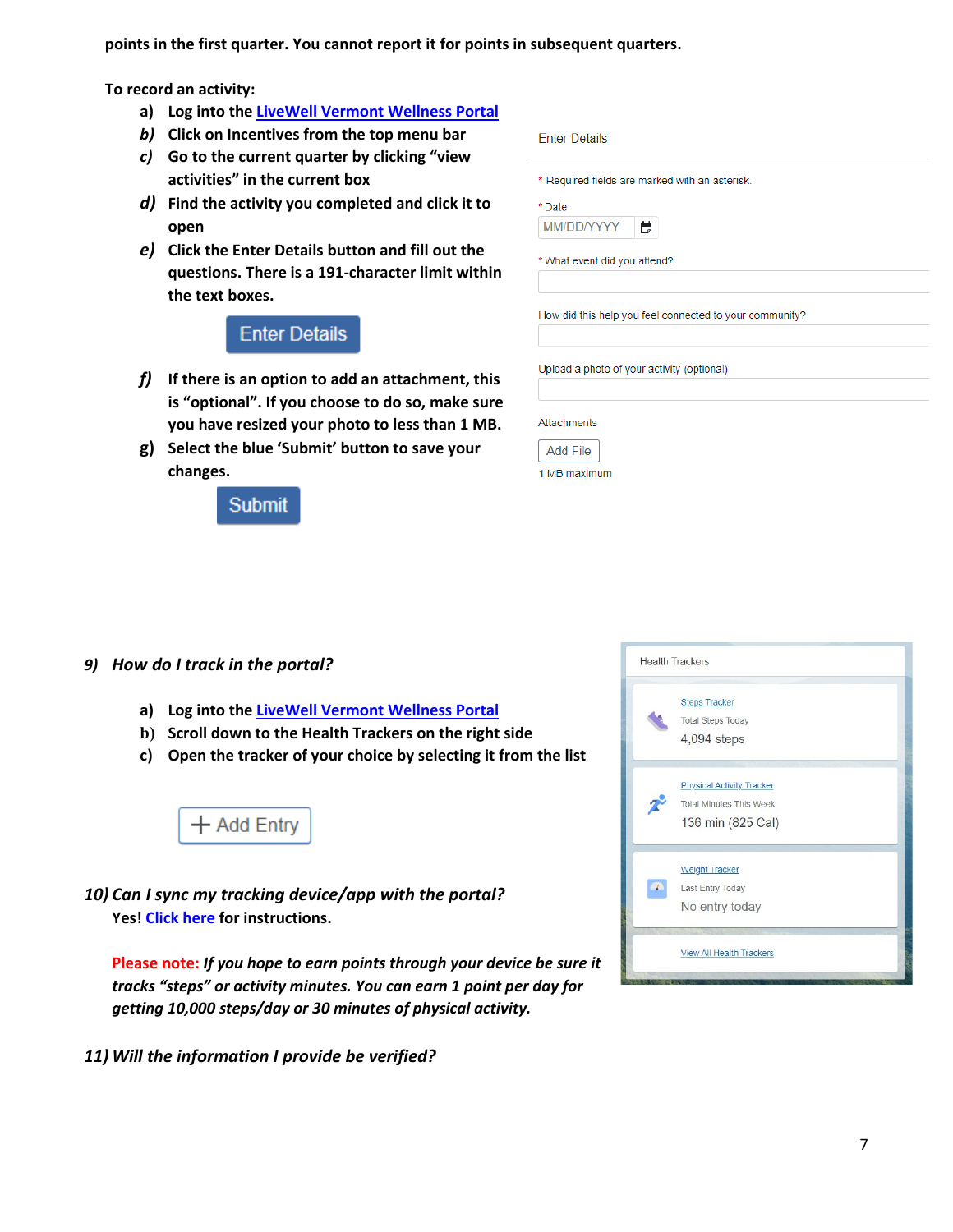**points in the first quarter. You cannot report it for points in subsequent quarters.**

**To record an activity:**

a) **Log into the [LiveWell Vermont Wellness Portal]()**
*b)* **Click on Incentives from the top menu bar**
*c)* **Go to the current quarter by clicking "view activities" in the current box**
*d)* **Find the activity you completed and click it to open**
*e)* **Click the Enter Details button and fill out the questions. There is a 191-character limit within the text boxes.**

Enter Details

*f)* **If there is an option to add an attachment, this is "optional". If you choose to do so, make sure you have resized your photo to less than 1 MB.**
g) **Select the blue 'Submit' button to save your changes.**

Submit

Enter Details

\* Required fields are marked with an asterisk.

\* Date
MM/DD/YYYY

\* What event did you attend?

How did this help you feel connected to your community?

Upload a photo of your activity (optional)

Attachments

Add File

1 MB maximum

### *9) How do I track in the portal?*

a) **Log into the [LiveWell Vermont Wellness Portal]()**
b) **Scroll down to the Health Trackers on the right side**
c) **Open the tracker of your choice by selecting it from the list**

+ Add Entry

Health Trackers

Steps Tracker
Total Steps Today
4,094 steps

Physical Activity Tracker
Total Minutes This Week
136 min (825 Cal)

Weight Tracker
Last Entry Today
No entry today

View All Health Trackers

### *10) Can I sync my tracking device/app with the portal?*

**Yes! [Click here]() for instructions.**

**Please note:** ***If you hope to earn points through your device be sure it tracks "steps" or activity minutes. You can earn 1 point per day for getting 10,000 steps/day or 30 minutes of physical activity.***

### *11) Will the information I provide be verified?*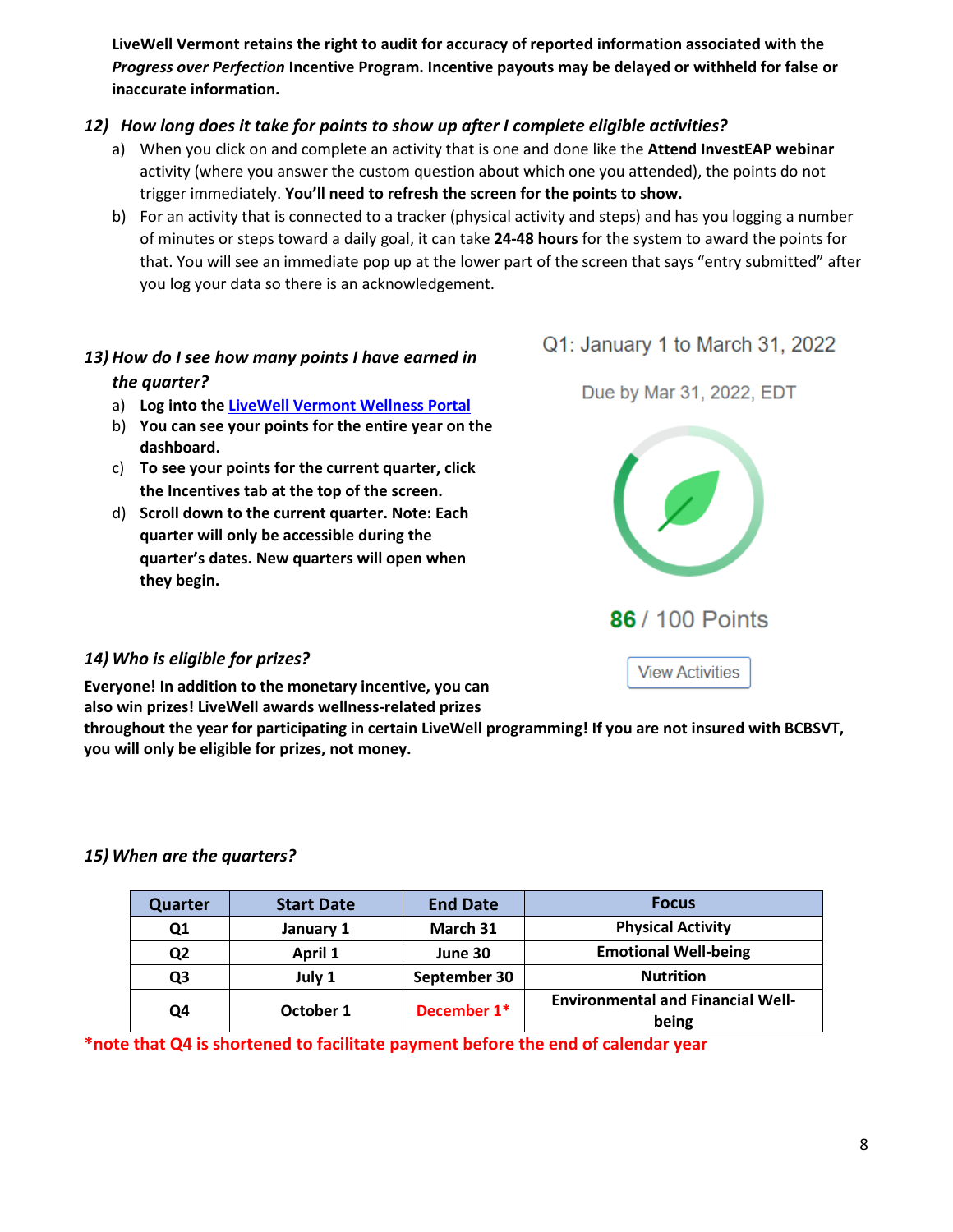**LiveWell Vermont retains the right to audit for accuracy of reported information associated with the *Progress over Perfection* Incentive Program. Incentive payouts may be delayed or withheld for false or inaccurate information.**

### *12) How long does it take for points to show up after I complete eligible activities?*

a) When you click on and complete an activity that is one and done like the **Attend InvestEAP webinar** activity (where you answer the custom question about which one you attended), the points do not trigger immediately. **You'll need to refresh the screen for the points to show.**

b) For an activity that is connected to a tracker (physical activity and steps) and has you logging a number of minutes or steps toward a daily goal, it can take **24-48 hours** for the system to award the points for that. You will see an immediate pop up at the lower part of the screen that says "entry submitted" after you log your data so there is an acknowledgement.

### *13) How do I see how many points I have earned in the quarter?*

a) **Log into the [LiveWell Vermont Wellness Portal]()**

b) **You can see your points for the entire year on the dashboard.**

c) **To see your points for the current quarter, click the Incentives tab at the top of the screen.**

d) **Scroll down to the current quarter. Note: Each quarter will only be accessible during the quarter's dates. New quarters will open when they begin.**

Q1: January 1 to March 31, 2022

Due by Mar 31, 2022, EDT

86 / 100 Points

View Activities

### *14) Who is eligible for prizes?*

**Everyone! In addition to the monetary incentive, you can also win prizes! LiveWell awards wellness-related prizes throughout the year for participating in certain LiveWell programming! If you are not insured with BCBSVT, you will only be eligible for prizes, not money.**

### *15) When are the quarters?*

| Quarter | Start Date | End Date | Focus |
|---|---|---|---|
| Q1 | January 1 | March 31 | Physical Activity |
| Q2 | April 1 | June 30 | Emotional Well-being |
| Q3 | July 1 | September 30 | Nutrition |
| Q4 | October 1 | December 1* | Environmental and Financial Well-being |

***note that Q4 is shortened to facilitate payment before the end of calendar year**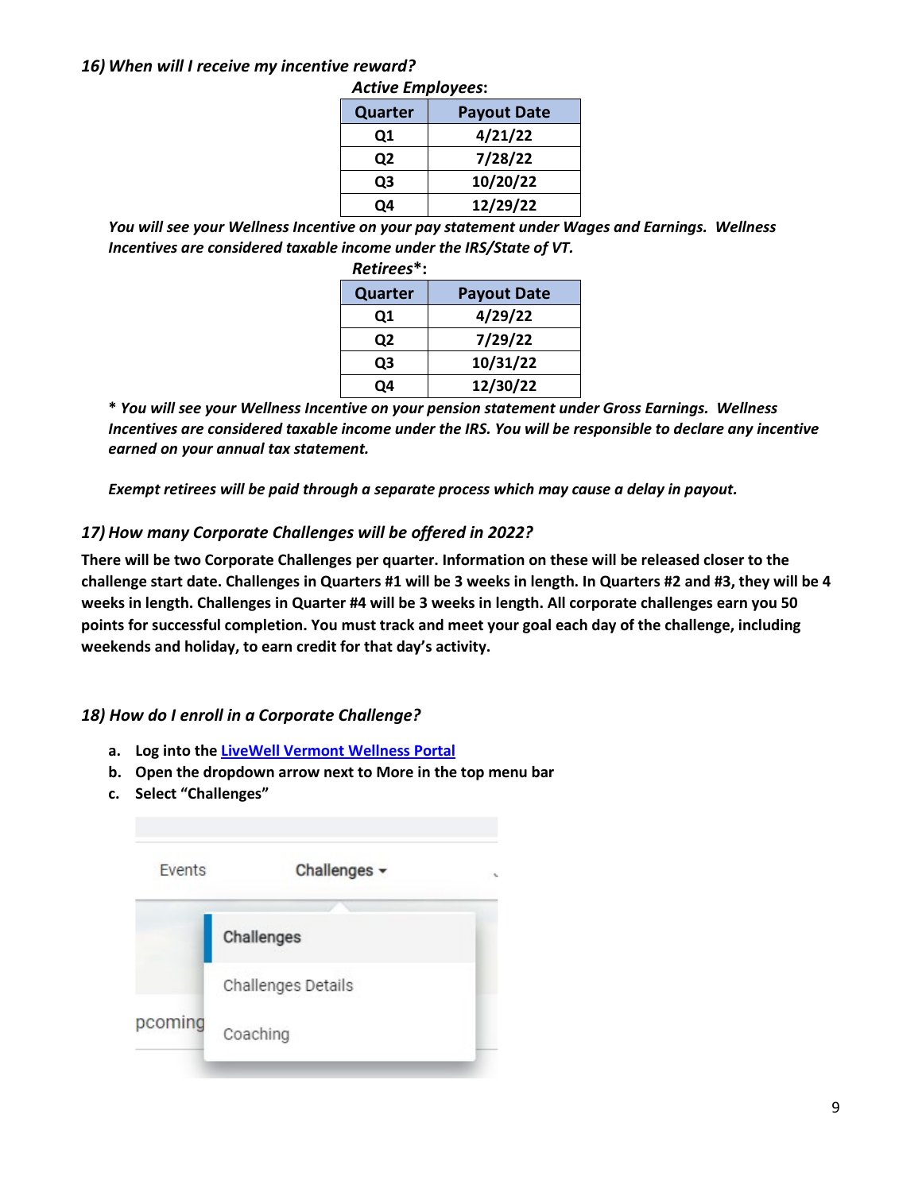### *16) When will I receive my incentive reward?*

***Active Employees*:**

| Quarter | Payout Date |
|---|---|
| Q1 | 4/21/22 |
| Q2 | 7/28/22 |
| Q3 | 10/20/22 |
| Q4 | 12/29/22 |

***You will see your Wellness Incentive on your pay statement under Wages and Earnings. Wellness Incentives are considered taxable income under the IRS/State of VT.***

***Retirees**\*:**

| Quarter | Payout Date |
|---|---|
| Q1 | 4/29/22 |
| Q2 | 7/29/22 |
| Q3 | 10/31/22 |
| Q4 | 12/30/22 |

***\* You will see your Wellness Incentive on your pension statement under Gross Earnings. Wellness Incentives are considered taxable income under the IRS. You will be responsible to declare any incentive earned on your annual tax statement.***

***Exempt retirees will be paid through a separate process which may cause a delay in payout.***

### *17) How many Corporate Challenges will be offered in 2022?*

**There will be two Corporate Challenges per quarter. Information on these will be released closer to the challenge start date. Challenges in Quarters #1 will be 3 weeks in length. In Quarters #2 and #3, they will be 4 weeks in length. Challenges in Quarter #4 will be 3 weeks in length. All corporate challenges earn you 50 points for successful completion. You must track and meet your goal each day of the challenge, including weekends and holiday, to earn credit for that day's activity.**

### *18) How do I enroll in a Corporate Challenge?*

a. **Log into the [LiveWell Vermont Wellness Portal]()**
b. **Open the dropdown arrow next to More in the top menu bar**
c. **Select "Challenges"**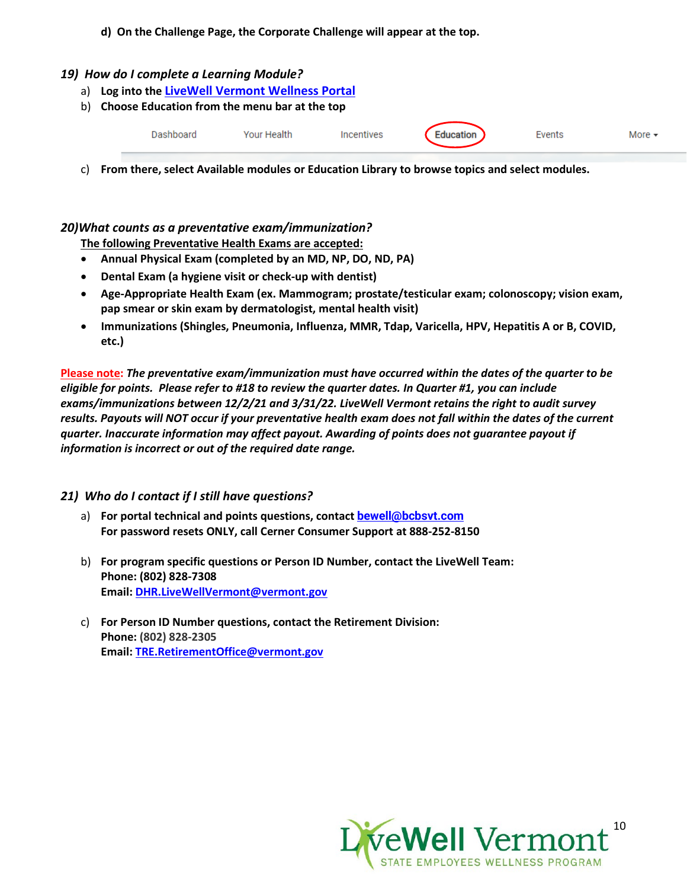d) **On the Challenge Page, the Corporate Challenge will appear at the top.**

### *19) How do I complete a Learning Module?*

a) **Log into the [LiveWell Vermont Wellness Portal]()**

b) **Choose Education from the menu bar at the top**

Dashboard    Your Health    Incentives    Education    Events    More ▾

c) **From there, select Available modules or Education Library to browse topics and select modules.**

### *20)What counts as a preventative exam/immunization?*

**<u>The following Preventative Health Exams are accepted:</u>**

- **Annual Physical Exam (completed by an MD, NP, DO, ND, PA)**
- **Dental Exam (a hygiene visit or check-up with dentist)**
- **Age-Appropriate Health Exam (ex. Mammogram; prostate/testicular exam; colonoscopy; vision exam, pap smear or skin exam by dermatologist, mental health visit)**
- **Immunizations (Shingles, Pneumonia, Influenza, MMR, Tdap, Varicella, HPV, Hepatitis A or B, COVID, etc.)**

**<u>Please note:</u>** ***The preventative exam/immunization must have occurred within the dates of the quarter to be eligible for points. Please refer to #18 to review the quarter dates. In Quarter #1, you can include exams/immunizations between 12/2/21 and 3/31/22. LiveWell Vermont retains the right to audit survey results. Payouts will NOT occur if your preventative health exam does not fall within the dates of the current quarter. Inaccurate information may affect payout. Awarding of points does not guarantee payout if information is incorrect or out of the required date range.***

### *21) Who do I contact if I still have questions?*

a) **For portal technical and points questions, contact [bewell@bcbsvt.com](mailto:bewell@bcbsvt.com)**
**For password resets ONLY, call Cerner Consumer Support at 888-252-8150**

b) **For program specific questions or Person ID Number, contact the LiveWell Team:**
**Phone: (802) 828-7308**
**Email: [DHR.LiveWellVermont@vermont.gov](mailto:DHR.LiveWellVermont@vermont.gov)**

c) **For Person ID Number questions, contact the Retirement Division:**
**Phone: (802) 828-2305**
**Email: [TRE.RetirementOffice@vermont.gov](mailto:TRE.RetirementOffice@vermont.gov)**

LiveWell Vermont
STATE EMPLOYEES WELLNESS PROGRAM